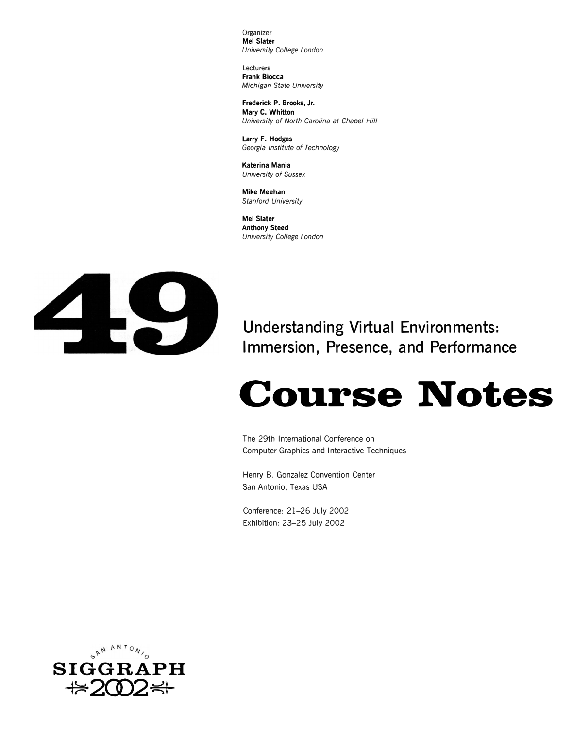Organizer
**Mel Slater**
*University College London*

Lecturers
**Frank Biocca**
*Michigan State University*

**Frederick P. Brooks, Jr.**
**Mary C. Whitton**
*University of North Carolina at Chapel Hill*

**Larry F. Hodges**
*Georgia Institute of Technology*

**Katerina Mania**
*University of Sussex*

**Mike Meehan**
*Stanford University*

**Mel Slater**
**Anthony Steed**
*University College London*

# 49

## Understanding Virtual Environments: Immersion, Presence, and Performance

# Course Notes

The 29th International Conference on
Computer Graphics and Interactive Techniques

Henry B. Gonzalez Convention Center
San Antonio, Texas USA

Conference: 21–26 July 2002
Exhibition: 23–25 July 2002

SAN ANTONIO
SIGGRAPH
2002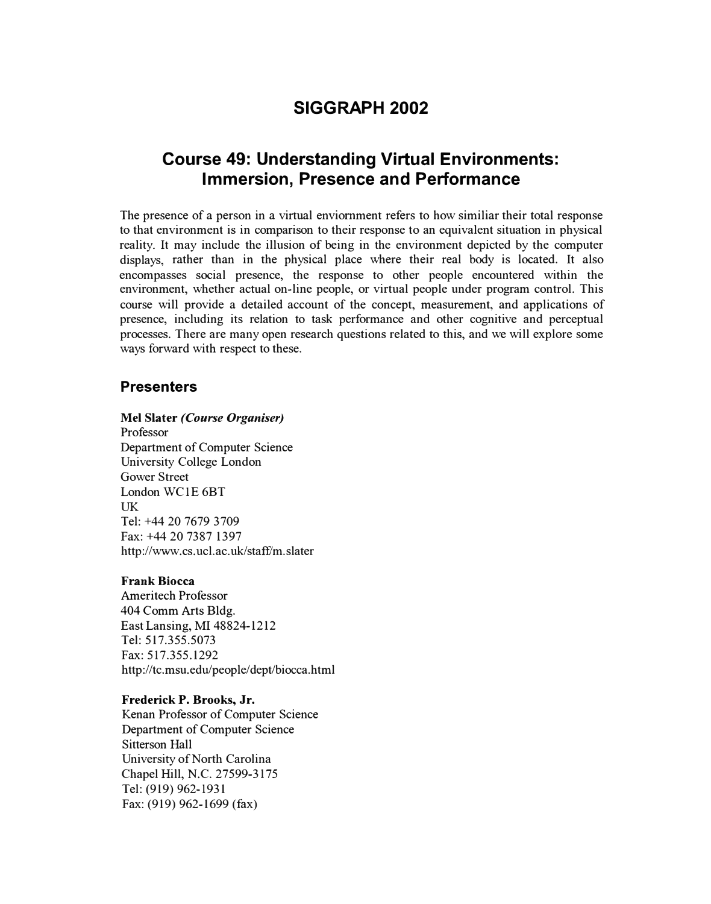# SIGGRAPH 2002

## Course 49: Understanding Virtual Environments: Immersion, Presence and Performance

The presence of a person in a virtual enviornment refers to how similiar their total response to that environment is in comparison to their response to an equivalent situation in physical reality. It may include the illusion of being in the environment depicted by the computer displays, rather than in the physical place where their real body is located. It also encompasses social presence, the response to other people encountered within the environment, whether actual on-line people, or virtual people under program control. This course will provide a detailed account of the concept, measurement, and applications of presence, including its relation to task performance and other cognitive and perceptual processes. There are many open research questions related to this, and we will explore some ways forward with respect to these.

### Presenters

**Mel Slater** ***(Course Organiser)***
Professor
Department of Computer Science
University College London
Gower Street
London WC1E 6BT
UK
Tel: +44 20 7679 3709
Fax: +44 20 7387 1397
http://www.cs.ucl.ac.uk/staff/m.slater

**Frank Biocca**
Ameritech Professor
404 Comm Arts Bldg.
East Lansing, MI 48824-1212
Tel: 517.355.5073
Fax: 517.355.1292
http://tc.msu.edu/people/dept/biocca.html

**Frederick P. Brooks, Jr.**
Kenan Professor of Computer Science
Department of Computer Science
Sitterson Hall
University of North Carolina
Chapel Hill, N.C. 27599-3175
Tel: (919) 962-1931
Fax: (919) 962-1699 (fax)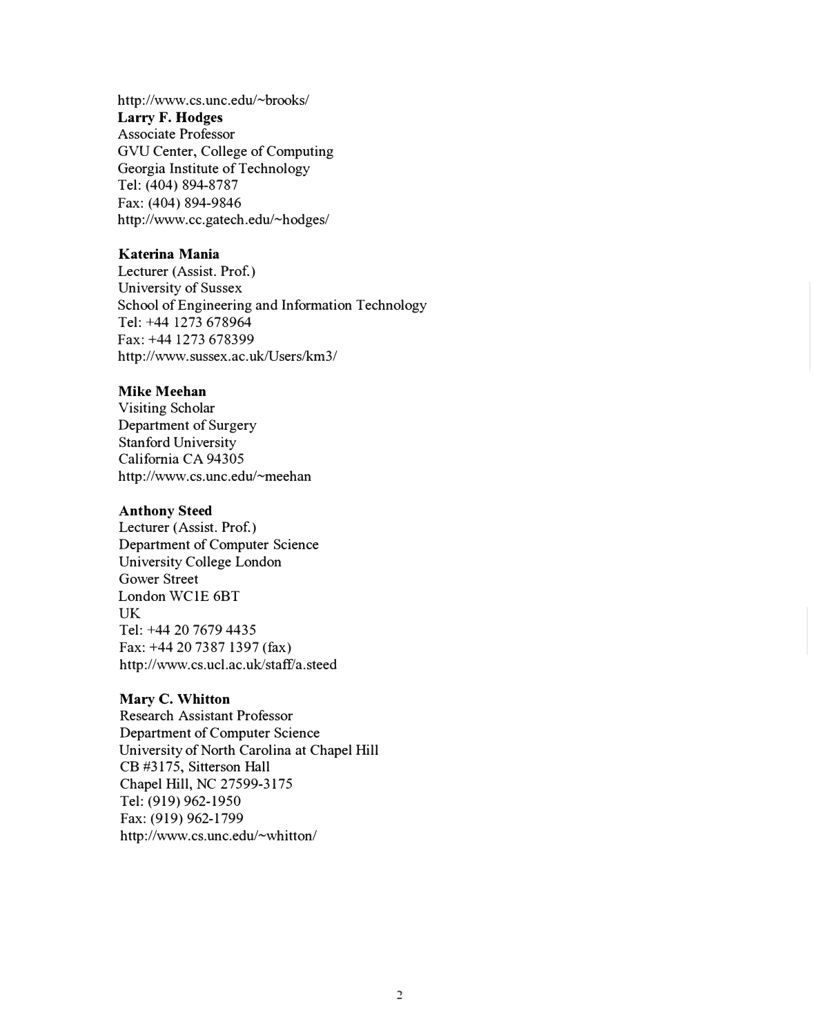http://www.cs.unc.edu/~brooks/

**Larry F. Hodges**
Associate Professor
GVU Center, College of Computing
Georgia Institute of Technology
Tel: (404) 894-8787
Fax: (404) 894-9846
http://www.cc.gatech.edu/~hodges/

**Katerina Mania**
Lecturer (Assist. Prof.)
University of Sussex
School of Engineering and Information Technology
Tel: +44 1273 678964
Fax: +44 1273 678399
http://www.sussex.ac.uk/Users/km3/

**Mike Meehan**
Visiting Scholar
Department of Surgery
Stanford University
California CA 94305
http://www.cs.unc.edu/~meehan

**Anthony Steed**
Lecturer (Assist. Prof.)
Department of Computer Science
University College London
Gower Street
London WC1E 6BT
UK
Tel: +44 20 7679 4435
Fax: +44 20 7387 1397 (fax)
http://www.cs.ucl.ac.uk/staff/a.steed

**Mary C. Whitton**
Research Assistant Professor
Department of Computer Science
University of North Carolina at Chapel Hill
CB #3175, Sitterson Hall
Chapel Hill, NC 27599-3175
Tel: (919) 962-1950
Fax: (919) 962-1799
http://www.cs.unc.edu/~whitton/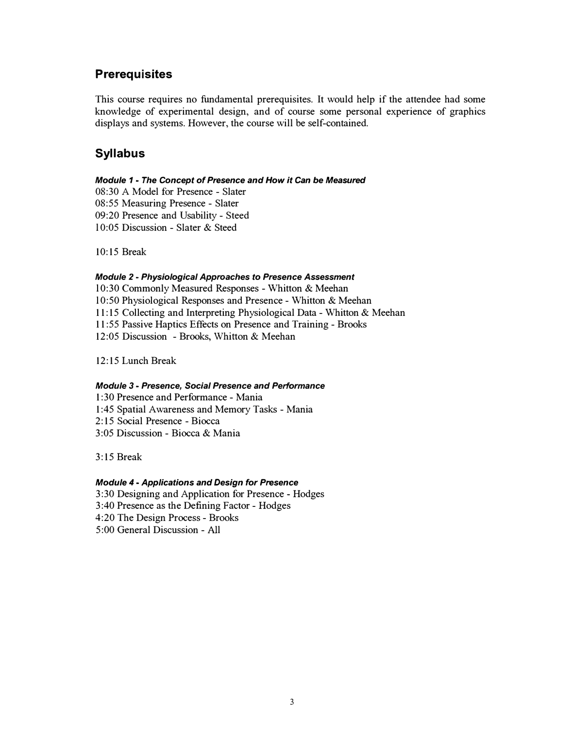## Prerequisites

This course requires no fundamental prerequisites. It would help if the attendee had some knowledge of experimental design, and of course some personal experience of graphics displays and systems. However, the course will be self-contained.

## Syllabus

***Module 1 - The Concept of Presence and How it Can be Measured***

08:30 A Model for Presence - Slater
08:55 Measuring Presence - Slater
09:20 Presence and Usability - Steed
10:05 Discussion - Slater & Steed

10:15 Break

***Module 2 - Physiological Approaches to Presence Assessment***

10:30 Commonly Measured Responses - Whitton & Meehan
10:50 Physiological Responses and Presence - Whitton & Meehan
11:15 Collecting and Interpreting Physiological Data - Whitton & Meehan
11:55 Passive Haptics Effects on Presence and Training - Brooks
12:05 Discussion - Brooks, Whitton & Meehan

12:15 Lunch Break

***Module 3 - Presence, Social Presence and Performance***

1:30 Presence and Performance - Mania
1:45 Spatial Awareness and Memory Tasks - Mania
2:15 Social Presence - Biocca
3:05 Discussion - Biocca & Mania

3:15 Break

***Module 4 - Applications and Design for Presence***

3:30 Designing and Application for Presence - Hodges
3:40 Presence as the Defining Factor - Hodges
4:20 The Design Process - Brooks
5:00 General Discussion - All